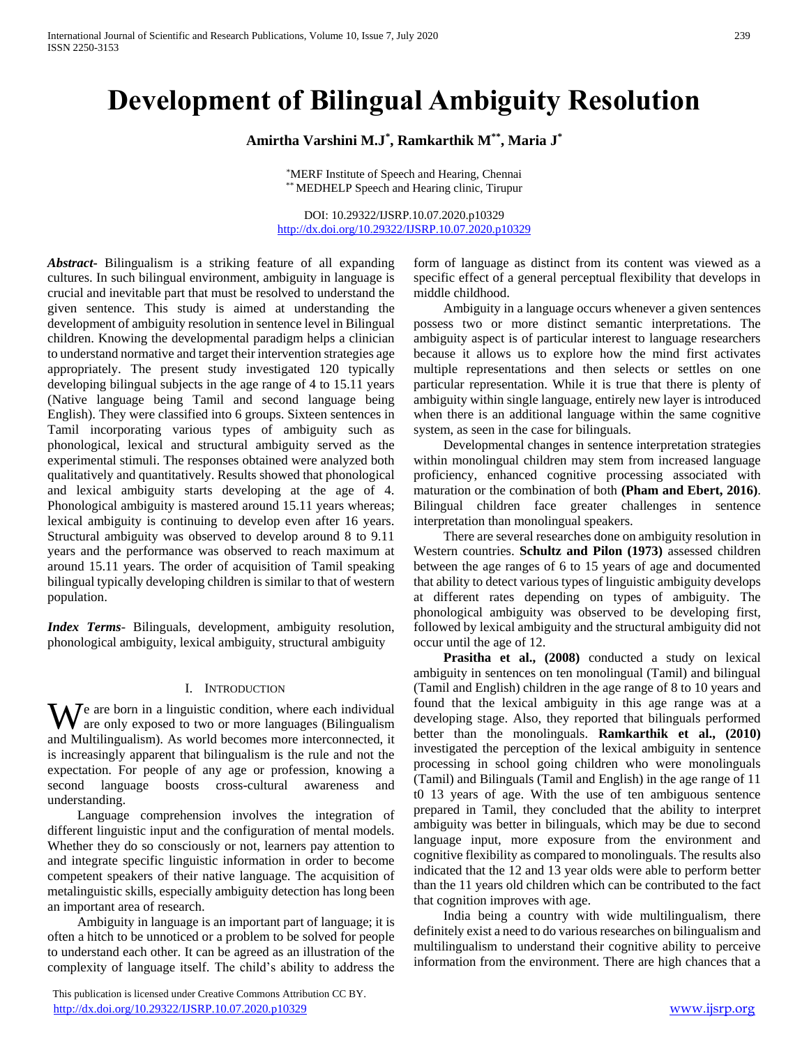# Development of Bilingual Ambiguity Resolution

**Amirtha Varshini M.J[*], Ramkarthik M[**], Maria J[*]**

[*]MERF Institute of Speech and Hearing, Chennai
[**] MEDHELP Speech and Hearing clinic, Tirupur

DOI: 10.29322/IJSRP.10.07.2020.p10329
http://dx.doi.org/10.29322/IJSRP.10.07.2020.p10329

***Abstract***- Bilingualism is a striking feature of all expanding cultures. In such bilingual environment, ambiguity in language is crucial and inevitable part that must be resolved to understand the given sentence. This study is aimed at understanding the development of ambiguity resolution in sentence level in Bilingual children. Knowing the developmental paradigm helps a clinician to understand normative and target their intervention strategies age appropriately. The present study investigated 120 typically developing bilingual subjects in the age range of 4 to 15.11 years (Native language being Tamil and second language being English). They were classified into 6 groups. Sixteen sentences in Tamil incorporating various types of ambiguity such as phonological, lexical and structural ambiguity served as the experimental stimuli. The responses obtained were analyzed both qualitatively and quantitatively. Results showed that phonological and lexical ambiguity starts developing at the age of 4. Phonological ambiguity is mastered around 15.11 years whereas; lexical ambiguity is continuing to develop even after 16 years. Structural ambiguity was observed to develop around 8 to 9.11 years and the performance was observed to reach maximum at around 15.11 years. The order of acquisition of Tamil speaking bilingual typically developing children is similar to that of western population.

***Index Terms***- Bilinguals, development, ambiguity resolution, phonological ambiguity, lexical ambiguity, structural ambiguity

## I. Introduction

We are born in a linguistic condition, where each individual are only exposed to two or more languages (Bilingualism and Multilingualism). As world becomes more interconnected, it is increasingly apparent that bilingualism is the rule and not the expectation. For people of any age or profession, knowing a second language boosts cross-cultural awareness and understanding.

Language comprehension involves the integration of different linguistic input and the configuration of mental models. Whether they do so consciously or not, learners pay attention to and integrate specific linguistic information in order to become competent speakers of their native language. The acquisition of metalinguistic skills, especially ambiguity detection has long been an important area of research.

Ambiguity in language is an important part of language; it is often a hitch to be unnoticed or a problem to be solved for people to understand each other. It can be agreed as an illustration of the complexity of language itself. The child's ability to address the form of language as distinct from its content was viewed as a specific effect of a general perceptual flexibility that develops in middle childhood.

Ambiguity in a language occurs whenever a given sentences possess two or more distinct semantic interpretations. The ambiguity aspect is of particular interest to language researchers because it allows us to explore how the mind first activates multiple representations and then selects or settles on one particular representation. While it is true that there is plenty of ambiguity within single language, entirely new layer is introduced when there is an additional language within the same cognitive system, as seen in the case for bilinguals.

Developmental changes in sentence interpretation strategies within monolingual children may stem from increased language proficiency, enhanced cognitive processing associated with maturation or the combination of both **(Pham and Ebert, 2016)**. Bilingual children face greater challenges in sentence interpretation than monolingual speakers.

There are several researches done on ambiguity resolution in Western countries. **Schultz and Pilon (1973)** assessed children between the age ranges of 6 to 15 years of age and documented that ability to detect various types of linguistic ambiguity develops at different rates depending on types of ambiguity. The phonological ambiguity was observed to be developing first, followed by lexical ambiguity and the structural ambiguity did not occur until the age of 12.

**Prasitha et al., (2008)** conducted a study on lexical ambiguity in sentences on ten monolingual (Tamil) and bilingual (Tamil and English) children in the age range of 8 to 10 years and found that the lexical ambiguity in this age range was at a developing stage. Also, they reported that bilinguals performed better than the monolinguals. **Ramkarthik et al., (2010)** investigated the perception of the lexical ambiguity in sentence processing in school going children who were monolinguals (Tamil) and Bilinguals (Tamil and English) in the age range of 11 t0 13 years of age. With the use of ten ambiguous sentence prepared in Tamil, they concluded that the ability to interpret ambiguity was better in bilinguals, which may be due to second language input, more exposure from the environment and cognitive flexibility as compared to monolinguals. The results also indicated that the 12 and 13 year olds were able to perform better than the 11 years old children which can be contributed to the fact that cognition improves with age.

India being a country with wide multilingualism, there definitely exist a need to do various researches on bilingualism and multilingualism to understand their cognitive ability to perceive information from the environment. There are high chances that a

This publication is licensed under Creative Commons Attribution CC BY.
http://dx.doi.org/10.29322/IJSRP.10.07.2020.p10329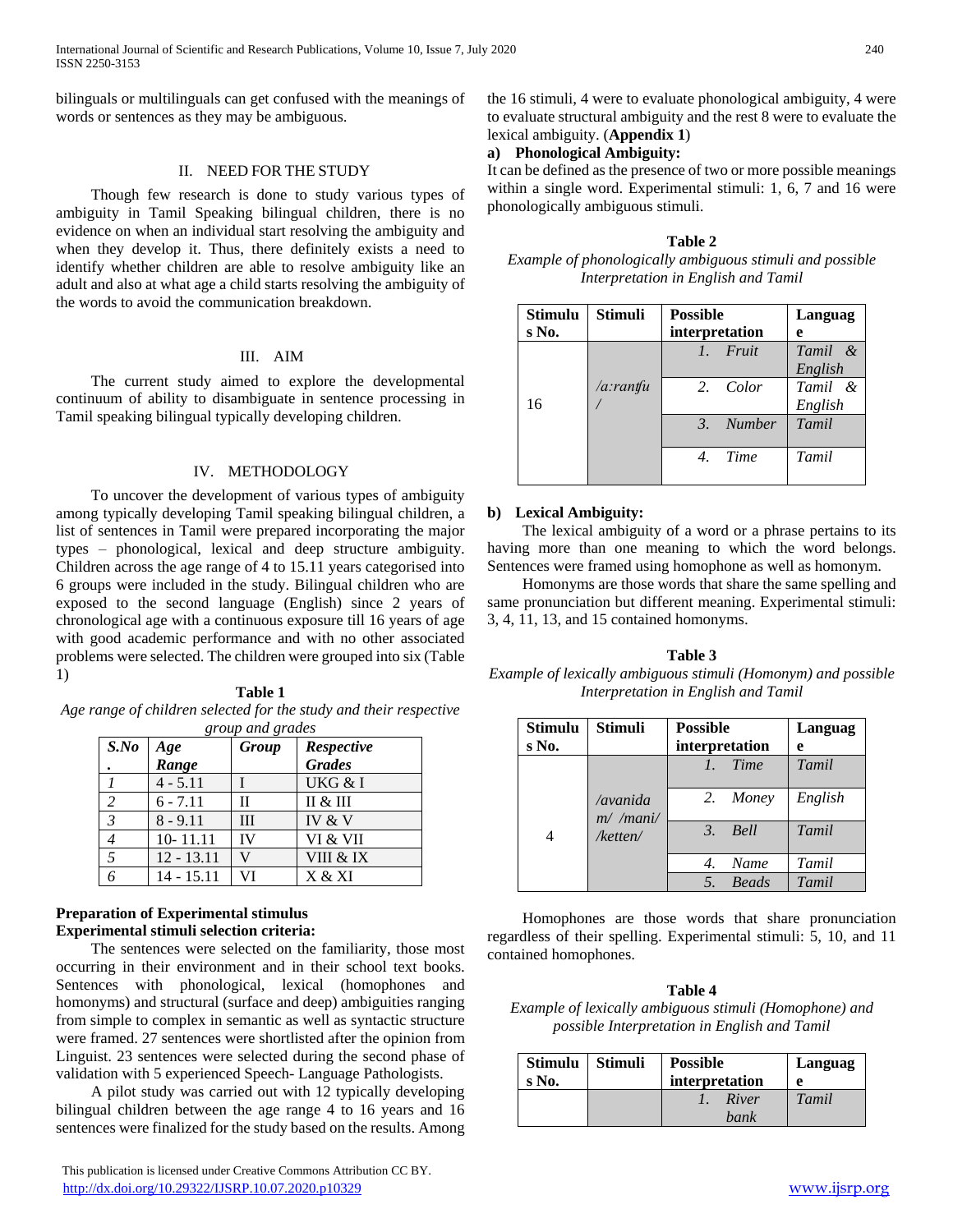bilinguals or multilinguals can get confused with the meanings of words or sentences as they may be ambiguous.

## II. NEED FOR THE STUDY

Though few research is done to study various types of ambiguity in Tamil Speaking bilingual children, there is no evidence on when an individual start resolving the ambiguity and when they develop it. Thus, there definitely exists a need to identify whether children are able to resolve ambiguity like an adult and also at what age a child starts resolving the ambiguity of the words to avoid the communication breakdown.

## III. AIM

The current study aimed to explore the developmental continuum of ability to disambiguate in sentence processing in Tamil speaking bilingual typically developing children.

## IV. METHODOLOGY

To uncover the development of various types of ambiguity among typically developing Tamil speaking bilingual children, a list of sentences in Tamil were prepared incorporating the major types – phonological, lexical and deep structure ambiguity. Children across the age range of 4 to 15.11 years categorised into 6 groups were included in the study. Bilingual children who are exposed to the second language (English) since 2 years of chronological age with a continuous exposure till 16 years of age with good academic performance and with no other associated problems were selected. The children were grouped into six (Table 1)

**Table 1**
*Age range of children selected for the study and their respective group and grades*

| *S.No.* | *Age Range* | *Group* | *Respective Grades* |
|---|---|---|---|
| *1* | 4 - 5.11 | I | UKG & I |
| *2* | 6 - 7.11 | II | II & III |
| *3* | 8 - 9.11 | III | IV & V |
| *4* | 10- 11.11 | IV | VI & VII |
| *5* | 12 - 13.11 | V | VIII & IX |
| *6* | 14 - 15.11 | VI | X & XI |

**Preparation of Experimental stimulus**
**Experimental stimuli selection criteria:**

The sentences were selected on the familiarity, those most occurring in their environment and in their school text books. Sentences with phonological, lexical (homophones and homonyms) and structural (surface and deep) ambiguities ranging from simple to complex in semantic as well as syntactic structure were framed. 27 sentences were shortlisted after the opinion from Linguist. 23 sentences were selected during the second phase of validation with 5 experienced Speech- Language Pathologists.

A pilot study was carried out with 12 typically developing bilingual children between the age range 4 to 16 years and 16 sentences were finalized for the study based on the results. Among the 16 stimuli, 4 were to evaluate phonological ambiguity, 4 were to evaluate structural ambiguity and the rest 8 were to evaluate the lexical ambiguity. (**Appendix 1**)

**a) Phonological Ambiguity:**

It can be defined as the presence of two or more possible meanings within a single word. Experimental stimuli: 1, 6, 7 and 16 were phonologically ambiguous stimuli.

**Table 2**
*Example of phonologically ambiguous stimuli and possible Interpretation in English and Tamil*

| Stimulus No. | Stimuli | Possible interpretation | Language |
|---|---|---|---|
| 16 | */a:rantʃu /* | *1. Fruit* | *Tamil & English* |
| | | *2. Color* | *Tamil & English* |
| | | *3. Number* | *Tamil* |
| | | *4. Time* | *Tamil* |

**b) Lexical Ambiguity:**

The lexical ambiguity of a word or a phrase pertains to its having more than one meaning to which the word belongs. Sentences were framed using homophone as well as homonym.

Homonyms are those words that share the same spelling and same pronunciation but different meaning. Experimental stimuli: 3, 4, 11, 13, and 15 contained homonyms.

**Table 3**
*Example of lexically ambiguous stimuli (Homonym) and possible Interpretation in English and Tamil*

| Stimulus No. | Stimuli | Possible interpretation | Language |
|---|---|---|---|
| 4 | */avanidam/ /mani/ /ketten/* | *1. Time* | *Tamil* |
| | | *2. Money* | *English* |
| | | *3. Bell* | *Tamil* |
| | | *4. Name* | *Tamil* |
| | | *5. Beads* | *Tamil* |

Homophones are those words that share pronunciation regardless of their spelling. Experimental stimuli: 5, 10, and 11 contained homophones.

**Table 4**
*Example of lexically ambiguous stimuli (Homophone) and possible Interpretation in English and Tamil*

| Stimulus No. | Stimuli | Possible interpretation | Language |
|---|---|---|---|
| | | *1. River bank* | *Tamil* |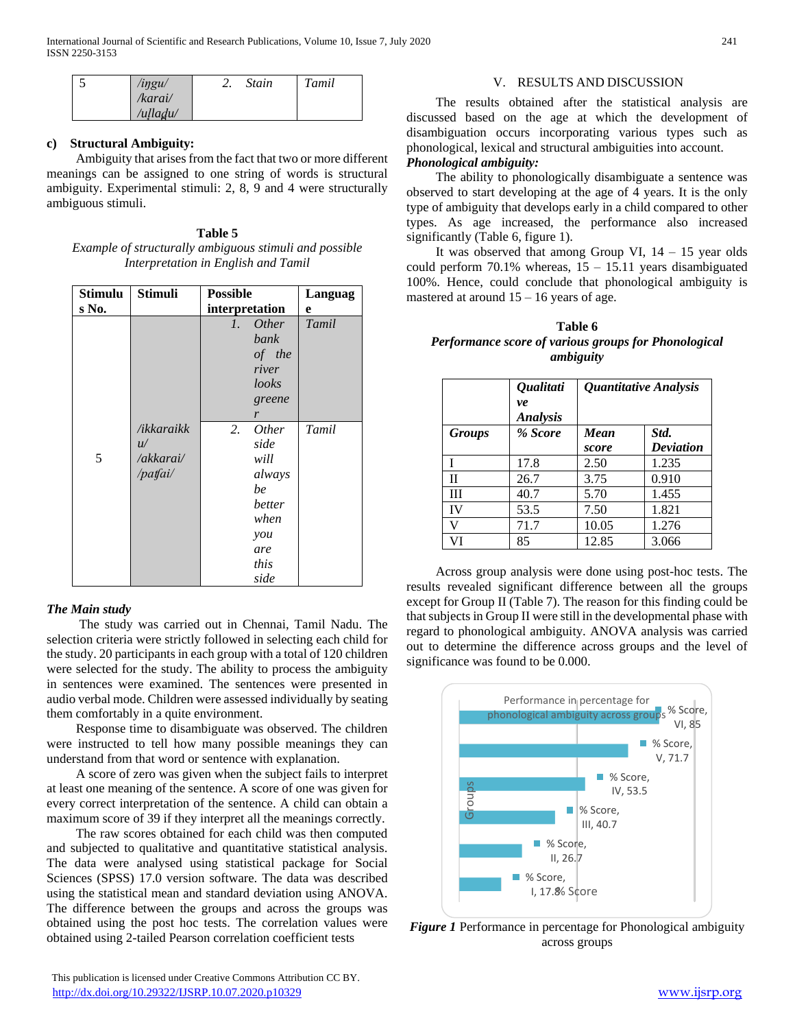| 5 | /iŋgu/ /karai/ /uḷḷaḍu/ | 2. Stain | Tamil |
|---|---|---|---|

### c) Structural Ambiguity:

Ambiguity that arises from the fact that two or more different meanings can be assigned to one string of words is structural ambiguity. Experimental stimuli: 2, 8, 9 and 4 were structurally ambiguous stimuli.

**Table 5**

*Example of structurally ambiguous stimuli and possible Interpretation in English and Tamil*

| Stimulus No. | Stimuli | Possible interpretation | Language |
|---|---|---|---|
| 5 | /ikkaraikku/ /akkarai/ /paʧai/ | 1. Other bank of the river looks greener | Tamil |
| | | 2. Other side will always be better when you are this side | Tamil |

***The Main study***

The study was carried out in Chennai, Tamil Nadu. The selection criteria were strictly followed in selecting each child for the study. 20 participants in each group with a total of 120 children were selected for the study. The ability to process the ambiguity in sentences were examined. The sentences were presented in audio verbal mode. Children were assessed individually by seating them comfortably in a quite environment.

Response time to disambiguate was observed. The children were instructed to tell how many possible meanings they can understand from that word or sentence with explanation.

A score of zero was given when the subject fails to interpret at least one meaning of the sentence. A score of one was given for every correct interpretation of the sentence. A child can obtain a maximum score of 39 if they interpret all the meanings correctly.

The raw scores obtained for each child was then computed and subjected to qualitative and quantitative statistical analysis. The data were analysed using statistical package for Social Sciences (SPSS) 17.0 version software. The data was described using the statistical mean and standard deviation using ANOVA. The difference between the groups and across the groups was obtained using the post hoc tests. The correlation values were obtained using 2-tailed Pearson correlation coefficient tests

## V. RESULTS AND DISCUSSION

The results obtained after the statistical analysis are discussed based on the age at which the development of disambiguation occurs incorporating various types such as phonological, lexical and structural ambiguities into account.

***Phonological ambiguity:***

The ability to phonologically disambiguate a sentence was observed to start developing at the age of 4 years. It is the only type of ambiguity that develops early in a child compared to other types. As age increased, the performance also increased significantly (Table 6, figure 1).

It was observed that among Group VI, 14 – 15 year olds could perform 70.1% whereas, 15 – 15.11 years disambiguated 100%. Hence, could conclude that phonological ambiguity is mastered at around 15 – 16 years of age.

**Table 6**

***Performance score of various groups for Phonological ambiguity***

| | *Qualitative Analysis* | *Quantitative Analysis* | |
|---|---|---|---|
| ***Groups*** | ***% Score*** | ***Mean score*** | ***Std. Deviation*** |
| I | 17.8 | 2.50 | 1.235 |
| II | 26.7 | 3.75 | 0.910 |
| III | 40.7 | 5.70 | 1.455 |
| IV | 53.5 | 7.50 | 1.821 |
| V | 71.7 | 10.05 | 1.276 |
| VI | 85 | 12.85 | 3.066 |

Across group analysis were done using post-hoc tests. The results revealed significant difference between all the groups except for Group II (Table 7). The reason for this finding could be that subjects in Group II were still in the developmental phase with regard to phonological ambiguity. ANOVA analysis was carried out to determine the difference across groups and the level of significance was found to be 0.000.

***Figure 1*** Performance in percentage for Phonological ambiguity across groups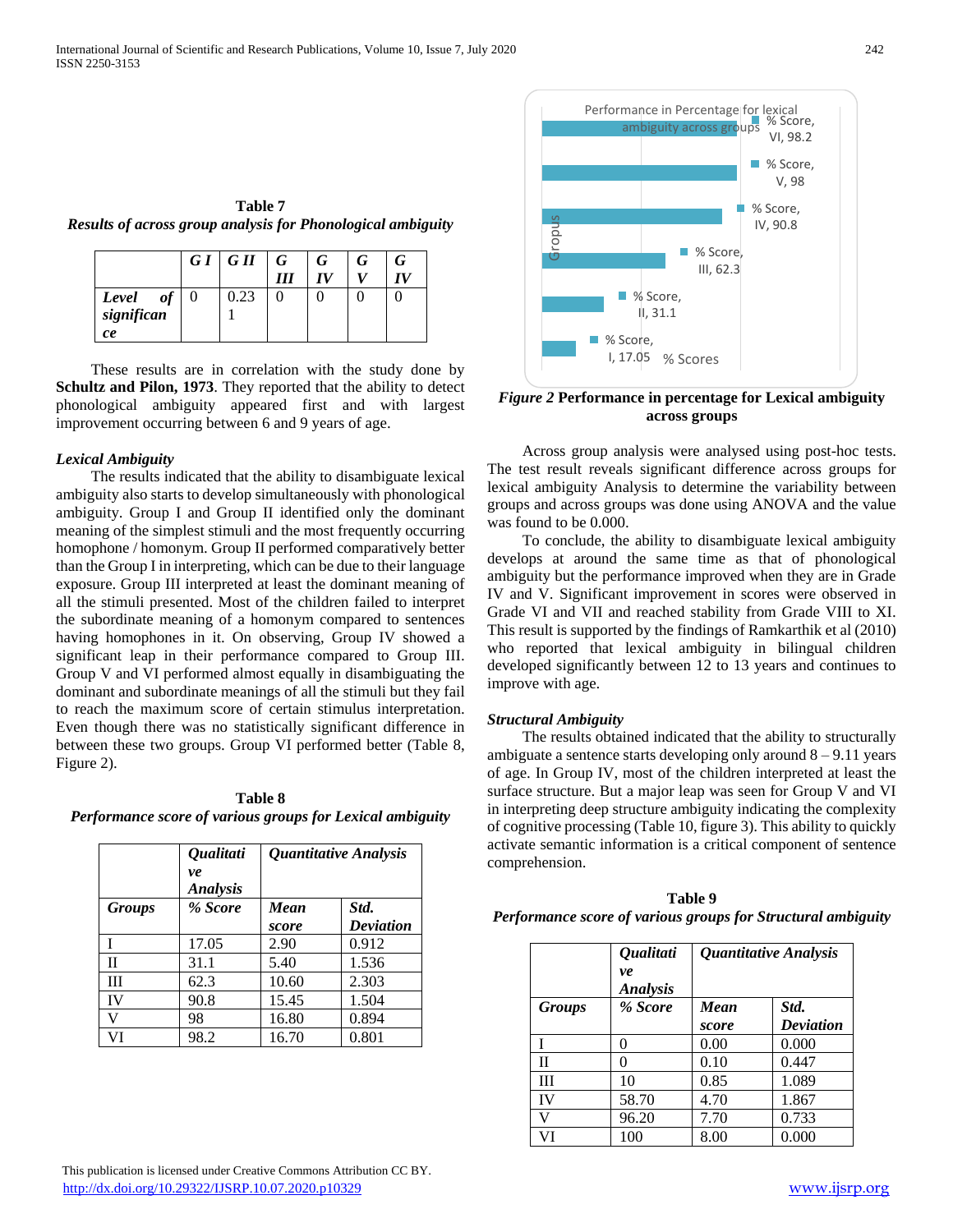**Table 7**

***Results of across group analysis for Phonological ambiguity***

| | *G I* | *G II* | *G III* | *G IV* | *G V* | *G IV* |
|---|---|---|---|---|---|---|
| *Level of significance* | 0 | 0.231 | 0 | 0 | 0 | 0 |

These results are in correlation with the study done by **Schultz and Pilon, 1973**. They reported that the ability to detect phonological ambiguity appeared first and with largest improvement occurring between 6 and 9 years of age.

### *Lexical Ambiguity*

The results indicated that the ability to disambiguate lexical ambiguity also starts to develop simultaneously with phonological ambiguity. Group I and Group II identified only the dominant meaning of the simplest stimuli and the most frequently occurring homophone / homonym. Group II performed comparatively better than the Group I in interpreting, which can be due to their language exposure. Group III interpreted at least the dominant meaning of all the stimuli presented. Most of the children failed to interpret the subordinate meaning of a homonym compared to sentences having homophones in it. On observing, Group IV showed a significant leap in their performance compared to Group III. Group V and VI performed almost equally in disambiguating the dominant and subordinate meanings of all the stimuli but they fail to reach the maximum score of certain stimulus interpretation. Even though there was no statistically significant difference in between these two groups. Group VI performed better (Table 8, Figure 2).

**Table 8**

***Performance score of various groups for Lexical ambiguity***

| | *Qualitative Analysis* | *Quantitative Analysis* | |
|---|---|---|---|
| ***Groups*** | ***% Score*** | ***Mean score*** | ***Std. Deviation*** |
| I | 17.05 | 2.90 | 0.912 |
| II | 31.1 | 5.40 | 1.536 |
| III | 62.3 | 10.60 | 2.303 |
| IV | 90.8 | 15.45 | 1.504 |
| V | 98 | 16.80 | 0.894 |
| VI | 98.2 | 16.70 | 0.801 |

Performance in Percentage for lexical ambiguity across groups

Gropus

% Score, VI, 98.2

% Score, V, 98

% Score, IV, 90.8

% Score, III, 62.3

% Score, II, 31.1

% Score, I, 17.05

% Scores

***Figure 2*** **Performance in percentage for Lexical ambiguity across groups**

Across group analysis were analysed using post-hoc tests. The test result reveals significant difference across groups for lexical ambiguity Analysis to determine the variability between groups and across groups was done using ANOVA and the value was found to be 0.000.

To conclude, the ability to disambiguate lexical ambiguity develops at around the same time as that of phonological ambiguity but the performance improved when they are in Grade IV and V. Significant improvement in scores were observed in Grade VI and VII and reached stability from Grade VIII to XI. This result is supported by the findings of Ramkarthik et al (2010) who reported that lexical ambiguity in bilingual children developed significantly between 12 to 13 years and continues to improve with age.

### *Structural Ambiguity*

The results obtained indicated that the ability to structurally ambiguate a sentence starts developing only around 8 – 9.11 years of age. In Group IV, most of the children interpreted at least the surface structure. But a major leap was seen for Group V and VI in interpreting deep structure ambiguity indicating the complexity of cognitive processing (Table 10, figure 3). This ability to quickly activate semantic information is a critical component of sentence comprehension.

**Table 9**

***Performance score of various groups for Structural ambiguity***

| | *Qualitative Analysis* | *Quantitative Analysis* | |
|---|---|---|---|
| ***Groups*** | ***% Score*** | ***Mean score*** | ***Std. Deviation*** |
| I | 0 | 0.00 | 0.000 |
| II | 0 | 0.10 | 0.447 |
| III | 10 | 0.85 | 1.089 |
| IV | 58.70 | 4.70 | 1.867 |
| V | 96.20 | 7.70 | 0.733 |
| VI | 100 | 8.00 | 0.000 |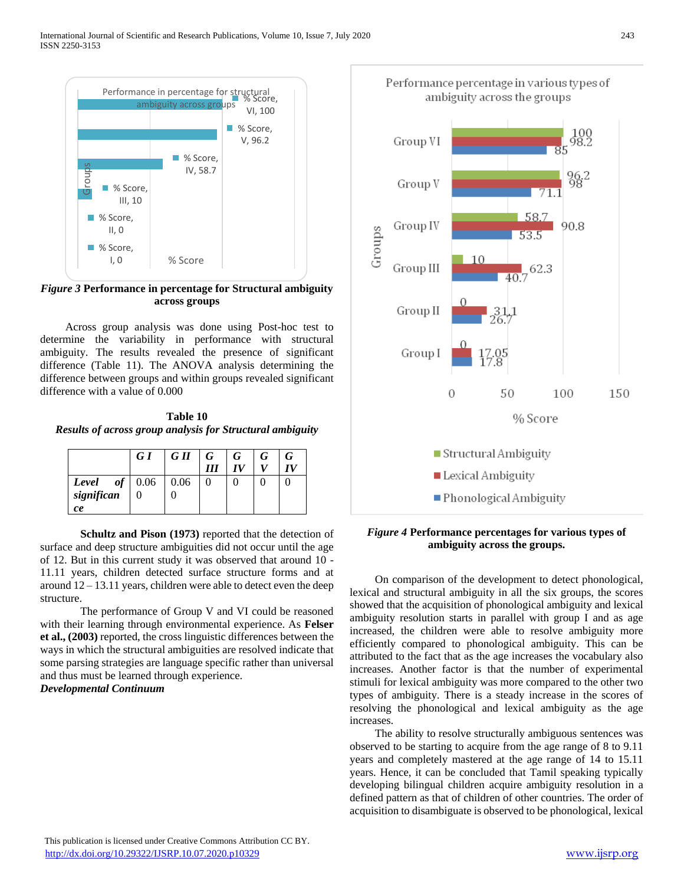Performance in percentage for structural ambiguity across groups

% Score, VI, 100

% Score, V, 96.2

% Score, IV, 58.7

% Score, III, 10

% Score, II, 0

% Score, I, 0

Groups

% Score

***Figure 3*** **Performance in percentage for Structural ambiguity across groups**

Across group analysis was done using Post-hoc test to determine the variability in performance with structural ambiguity. The results revealed the presence of significant difference (Table 11). The ANOVA analysis determining the difference between groups and within groups revealed significant difference with a value of 0.000

**Table 10**

***Results of across group analysis for Structural ambiguity***

| | *G I* | *G II* | *G III* | *G IV* | *G V* | *G IV* |
|---|---|---|---|---|---|---|
| ***Level of significance*** | 0.060 | 0.060 | 0 | 0 | 0 | 0 |

**Schultz and Pison (1973)** reported that the detection of surface and deep structure ambiguities did not occur until the age of 12. But in this current study it was observed that around 10 - 11.11 years, children detected surface structure forms and at around 12 – 13.11 years, children were able to detect even the deep structure.

The performance of Group V and VI could be reasoned with their learning through environmental experience. As **Felser et al., (2003)** reported, the cross linguistic differences between the ways in which the structural ambiguities are resolved indicate that some parsing strategies are language specific rather than universal and thus must be learned through experience.

***Developmental Continuum***

Performance percentage in various types of ambiguity across the groups

Group VI 100 98.2 85

Group V 96.2 98 71.1

Group IV 58.7 90.8 53.5

Group III 10 62.3 40.7

Group II 0 31.1 26.7

Group I 0 17.05 17.8

Groups

0 50 100 150

% Score

Structural Ambiguity

Lexical Ambiguity

Phonological Ambiguity

***Figure 4*** **Performance percentages for various types of ambiguity across the groups.**

On comparison of the development to detect phonological, lexical and structural ambiguity in all the six groups, the scores showed that the acquisition of phonological ambiguity and lexical ambiguity resolution starts in parallel with group I and as age increased, the children were able to resolve ambiguity more efficiently compared to phonological ambiguity. This can be attributed to the fact that as the age increases the vocabulary also increases. Another factor is that the number of experimental stimuli for lexical ambiguity was more compared to the other two types of ambiguity. There is a steady increase in the scores of resolving the phonological and lexical ambiguity as the age increases.

The ability to resolve structurally ambiguous sentences was observed to be starting to acquire from the age range of 8 to 9.11 years and completely mastered at the age range of 14 to 15.11 years. Hence, it can be concluded that Tamil speaking typically developing bilingual children acquire ambiguity resolution in a defined pattern as that of children of other countries. The order of acquisition to disambiguate is observed to be phonological, lexical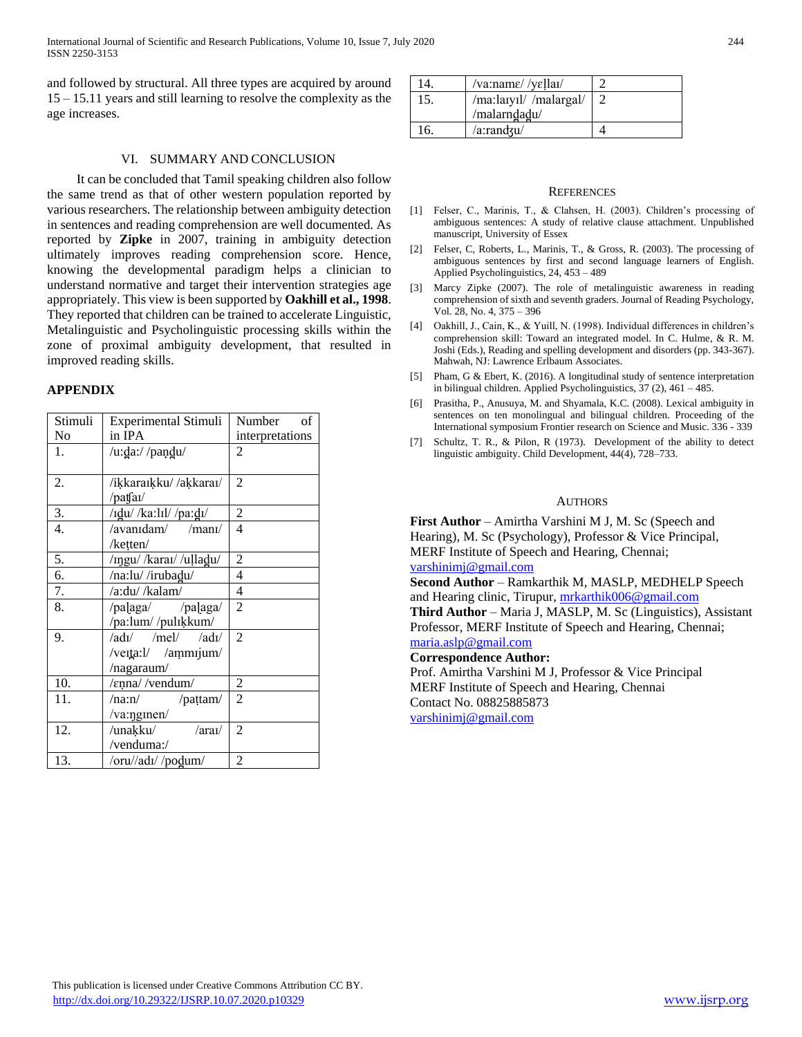and followed by structural. All three types are acquired by around 15 – 15.11 years and still learning to resolve the complexity as the age increases.

## VI. Summary and Conclusion

It can be concluded that Tamil speaking children also follow the same trend as that of other western population reported by various researchers. The relationship between ambiguity detection in sentences and reading comprehension are well documented. As reported by **Zipke** in 2007, training in ambiguity detection ultimately improves reading comprehension score. Hence, knowing the developmental paradigm helps a clinician to understand normative and target their intervention strategies age appropriately. This view is been supported by **Oakhill et al., 1998**. They reported that children can be trained to accelerate Linguistic, Metalinguistic and Psycholinguistic processing skills within the zone of proximal ambiguity development, that resulted in improved reading skills.

## APPENDIX

| Stimuli No | Experimental Stimuli in IPA | Number of interpretations |
|---|---|---|
| 1. | /u:d̪a:/ /pand̪u/ | 2 |
| 2. | /ik̪karaɪk̪ku/ /ak̪karaɪ/ /paʧaɪ/ | 2 |
| 3. | /ɪd̪u/ /ka:lɪl/ /pa:d̪ɪ/ | 2 |
| 4. | /avanɪdam/ /manɪ/ /ket̪ten/ | 4 |
| 5. | /ɪŋgu/ /karaɪ/ /ul̪lad̪u/ | 2 |
| 6. | /na:lu/ /irubad̪u/ | 4 |
| 7. | /a:du/ /kalam/ | 4 |
| 8. | /pal̪aga/ /pal̪aga/ /pa:lum/ /pulɪk̪kum/ | 2 |
| 9. | /adɪ/ /mel/ /adɪ/ /veɪt̪a:l/ /amm̪ɪjum/ /nagaraum/ | 2 |
| 10. | /ɛn̪na/ /vendum/ | 2 |
| 11. | /na:n/ /pat̪tam/ /va:ŋgɪnen/ | 2 |
| 12. | /unak̪ku/ /araɪ/ /venduma:/ | 2 |
| 13. | /oru//adɪ/ /pod̪um/ | 2 |
| 14. | /va:namɛ/ /yɛl̪laɪ/ | 2 |
| 15. | /ma:laɪyɪl/ /malargal/ /malarnd̪ad̪u/ | 2 |
| 16. | /a:randʒu/ | 4 |

## References

[1] Felser, C., Marinis, T., & Clahsen, H. (2003). Children's processing of ambiguous sentences: A study of relative clause attachment. Unpublished manuscript, University of Essex

[2] Felser, C, Roberts, L., Marinis, T., & Gross, R. (2003). The processing of ambiguous sentences by first and second language learners of English. Applied Psycholinguistics, 24, 453 – 489

[3] Marcy Zipke (2007). The role of metalinguistic awareness in reading comprehension of sixth and seventh graders. Journal of Reading Psychology, Vol. 28, No. 4, 375 – 396

[4] Oakhill, J., Cain, K., & Yuill, N. (1998). Individual differences in children's comprehension skill: Toward an integrated model. In C. Hulme, & R. M. Joshi (Eds.), Reading and spelling development and disorders (pp. 343-367). Mahwah, NJ: Lawrence Erlbaum Associates.

[5] Pham, G & Ebert, K. (2016). A longitudinal study of sentence interpretation in bilingual children. Applied Psycholinguistics, 37 (2), 461 – 485.

[6] Prasitha, P., Anusuya, M. and Shyamala, K.C. (2008). Lexical ambiguity in sentences on ten monolingual and bilingual children. Proceeding of the International symposium Frontier research on Science and Music. 336 - 339

[7] Schultz, T. R., & Pilon, R (1973). Development of the ability to detect linguistic ambiguity. Child Development, 44(4), 728–733.

## Authors

**First Author** – Amirtha Varshini M J, M. Sc (Speech and Hearing), M. Sc (Psychology), Professor & Vice Principal, MERF Institute of Speech and Hearing, Chennai; varshinimj@gmail.com

**Second Author** – Ramkarthik M, MASLP, MEDHELP Speech and Hearing clinic, Tirupur, mrkarthik006@gmail.com

**Third Author** – Maria J, MASLP, M. Sc (Linguistics), Assistant Professor, MERF Institute of Speech and Hearing, Chennai; maria.aslp@gmail.com

**Correspondence Author:**
Prof. Amirtha Varshini M J, Professor & Vice Principal
MERF Institute of Speech and Hearing, Chennai
Contact No. 08825885873
varshinimj@gmail.com